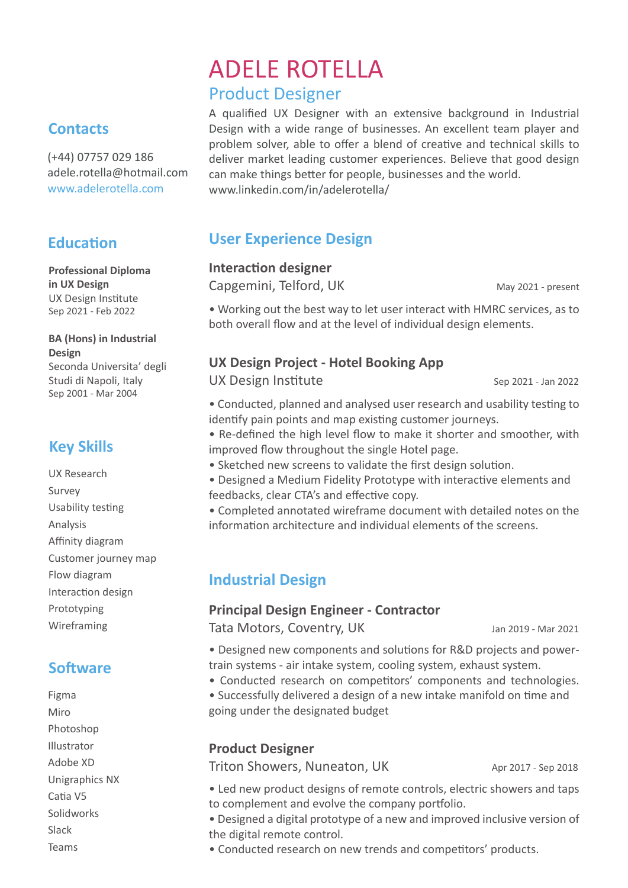# ADELE ROTELLA

## Product Designer

A qualified UX Designer with an extensive background in Industrial Design with a wide range of businesses. An excellent team player and problem solver, able to offer a blend of creative and technical skills to deliver market leading customer experiences. Believe that good design can make things better for people, businesses and the world.
www.linkedin.com/in/adelerotella/

## Contacts

(+44) 07757 029 186
adele.rotella@hotmail.com
www.adelerotella.com

## Education

**Professional Diploma in UX Design**
UX Design Institute
Sep 2021 - Feb 2022

**BA (Hons) in Industrial Design**
Seconda Universita' degli Studi di Napoli, Italy
Sep 2001 - Mar 2004

## Key Skills

- UX Research
- Survey
- Usability testing
- Analysis
- Affinity diagram
- Customer journey map
- Flow diagram
- Interaction design
- Prototyping
- Wireframing

## Software

- Figma
- Miro
- Photoshop
- Illustrator
- Adobe XD
- Unigraphics NX
- Catia V5
- Solidworks
- Slack
- Teams

## User Experience Design

### Interaction designer

Capgemini, Telford, UK — May 2021 - present

- Working out the best way to let user interact with HMRC services, as to both overall flow and at the level of individual design elements.

### UX Design Project - Hotel Booking App

UX Design Institute — Sep 2021 - Jan 2022

- Conducted, planned and analysed user research and usability testing to identify pain points and map existing customer journeys.
- Re-defined the high level flow to make it shorter and smoother, with improved flow throughout the single Hotel page.
- Sketched new screens to validate the first design solution.
- Designed a Medium Fidelity Prototype with interactive elements and feedbacks, clear CTA's and effective copy.
- Completed annotated wireframe document with detailed notes on the information architecture and individual elements of the screens.

## Industrial Design

### Principal Design Engineer - Contractor

Tata Motors, Coventry, UK — Jan 2019 - Mar 2021

- Designed new components and solutions for R&D projects and power-train systems - air intake system, cooling system, exhaust system.
- Conducted research on competitors' components and technologies.
- Successfully delivered a design of a new intake manifold on time and going under the designated budget

### Product Designer

Triton Showers, Nuneaton, UK — Apr 2017 - Sep 2018

- Led new product designs of remote controls, electric showers and taps to complement and evolve the company portfolio.
- Designed a digital prototype of a new and improved inclusive version of the digital remote control.
- Conducted research on new trends and competitors' products.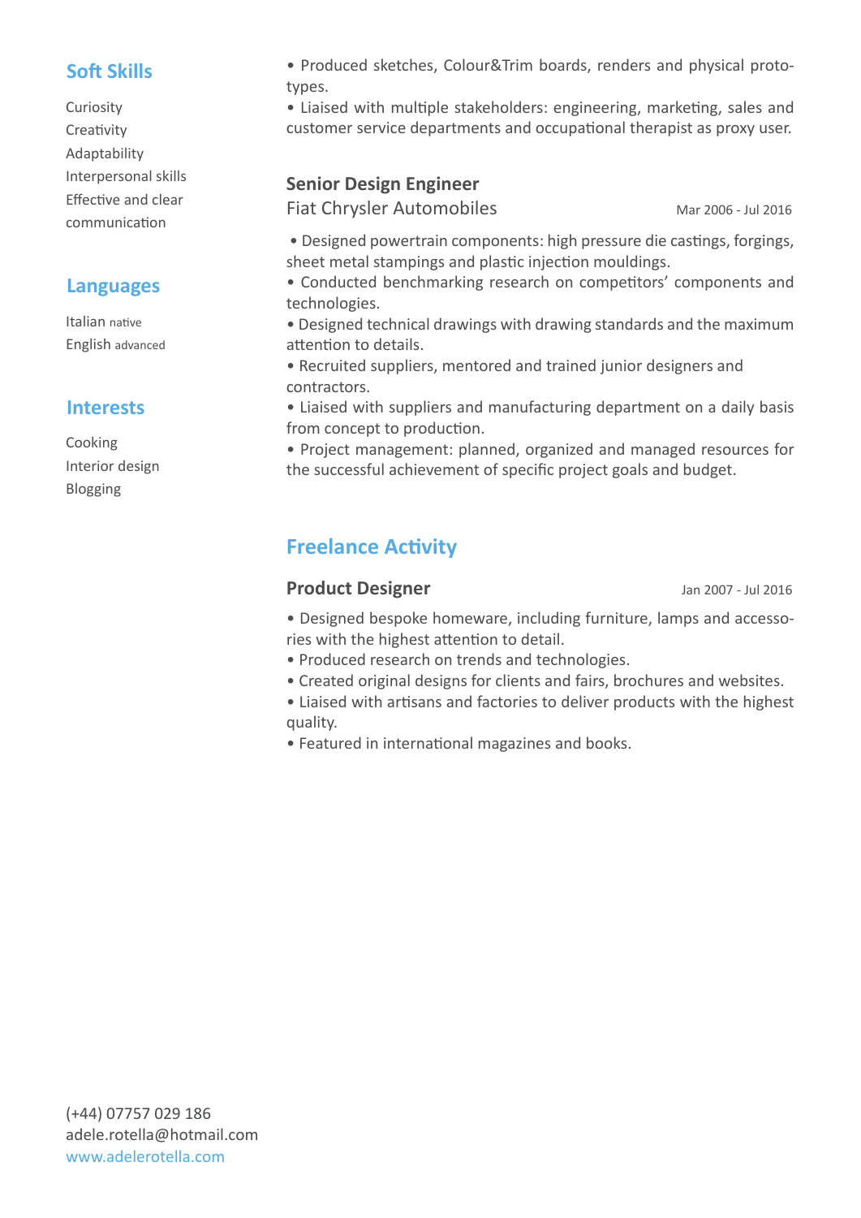## Soft Skills

Curiosity
Creativity
Adaptability
Interpersonal skills
Effective and clear communication

## Languages

Italian native
English advanced

## Interests

Cooking
Interior design
Blogging

(+44) 07757 029 186
adele.rotella@hotmail.com
www.adelerotella.com

• Produced sketches, Colour&Trim boards, renders and physical prototypes.
• Liaised with multiple stakeholders: engineering, marketing, sales and customer service departments and occupational therapist as proxy user.

### Senior Design Engineer

Fiat Chrysler Automobiles — Mar 2006 - Jul 2016

• Designed powertrain components: high pressure die castings, forgings, sheet metal stampings and plastic injection mouldings.
• Conducted benchmarking research on competitors' components and technologies.
• Designed technical drawings with drawing standards and the maximum attention to details.
• Recruited suppliers, mentored and trained junior designers and contractors.
• Liaised with suppliers and manufacturing department on a daily basis from concept to production.
• Project management: planned, organized and managed resources for the successful achievement of specific project goals and budget.

## Freelance Activity

### Product Designer

Jan 2007 - Jul 2016

• Designed bespoke homeware, including furniture, lamps and accessories with the highest attention to detail.
• Produced research on trends and technologies.
• Created original designs for clients and fairs, brochures and websites.
• Liaised with artisans and factories to deliver products with the highest quality.
• Featured in international magazines and books.